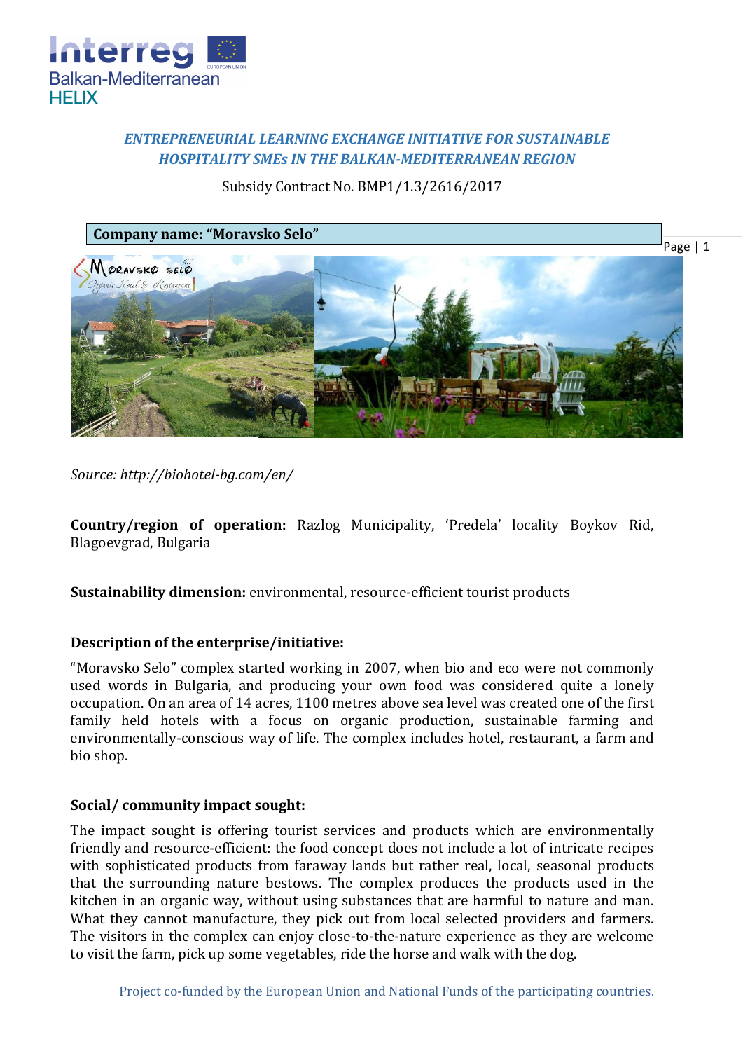***ENTREPRENEURIAL LEARNING EXCHANGE INITIATIVE FOR SUSTAINABLE HOSPITALITY SMEs IN THE BALKAN-MEDITERRANEAN REGION***

Subsidy Contract No. BMP1/1.3/2616/2017

**Company name: "Moravsko Selo"**

*Source: http://biohotel-bg.com/en/*

**Country/region of operation:** Razlog Municipality, 'Predela' locality Boykov Rid, Blagoevgrad, Bulgaria

**Sustainability dimension:** environmental, resource-efficient tourist products

**Description of the enterprise/initiative:**

"Moravsko Selo" complex started working in 2007, when bio and eco were not commonly used words in Bulgaria, and producing your own food was considered quite a lonely occupation. On an area of 14 acres, 1100 metres above sea level was created one of the first family held hotels with a focus on organic production, sustainable farming and environmentally-conscious way of life. The complex includes hotel, restaurant, a farm and bio shop.

**Social/ community impact sought:**

The impact sought is offering tourist services and products which are environmentally friendly and resource-efficient: the food concept does not include a lot of intricate recipes with sophisticated products from faraway lands but rather real, local, seasonal products that the surrounding nature bestows. The complex produces the products used in the kitchen in an organic way, without using substances that are harmful to nature and man. What they cannot manufacture, they pick out from local selected providers and farmers. The visitors in the complex can enjoy close-to-the-nature experience as they are welcome to visit the farm, pick up some vegetables, ride the horse and walk with the dog.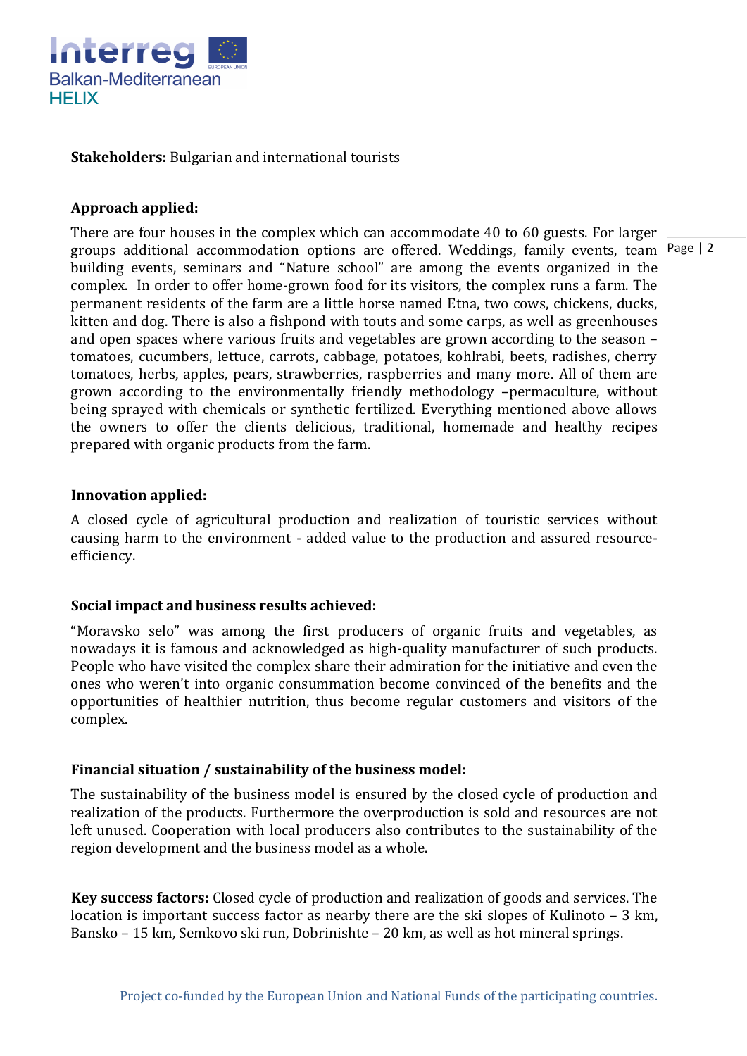**Stakeholders:** Bulgarian and international tourists

**Approach applied:**

There are four houses in the complex which can accommodate 40 to 60 guests. For larger groups additional accommodation options are offered. Weddings, family events, team building events, seminars and "Nature school" are among the events organized in the complex. In order to offer home-grown food for its visitors, the complex runs a farm. The permanent residents of the farm are a little horse named Etna, two cows, chickens, ducks, kitten and dog. There is also a fishpond with touts and some carps, as well as greenhouses and open spaces where various fruits and vegetables are grown according to the season – tomatoes, cucumbers, lettuce, carrots, cabbage, potatoes, kohlrabi, beets, radishes, cherry tomatoes, herbs, apples, pears, strawberries, raspberries and many more. All of them are grown according to the environmentally friendly methodology –permaculture, without being sprayed with chemicals or synthetic fertilized. Everything mentioned above allows the owners to offer the clients delicious, traditional, homemade and healthy recipes prepared with organic products from the farm.

**Innovation applied:**

A closed cycle of agricultural production and realization of touristic services without causing harm to the environment - added value to the production and assured resource-efficiency.

**Social impact and business results achieved:**

"Moravsko selo" was among the first producers of organic fruits and vegetables, as nowadays it is famous and acknowledged as high-quality manufacturer of such products. People who have visited the complex share their admiration for the initiative and even the ones who weren't into organic consummation become convinced of the benefits and the opportunities of healthier nutrition, thus become regular customers and visitors of the complex.

**Financial situation / sustainability of the business model:**

The sustainability of the business model is ensured by the closed cycle of production and realization of the products. Furthermore the overproduction is sold and resources are not left unused. Cooperation with local producers also contributes to the sustainability of the region development and the business model as a whole.

**Key success factors:** Closed cycle of production and realization of goods and services. The location is important success factor as nearby there are the ski slopes of Kulinoto – 3 km, Bansko – 15 km, Semkovo ski run, Dobrinishte – 20 km, as well as hot mineral springs.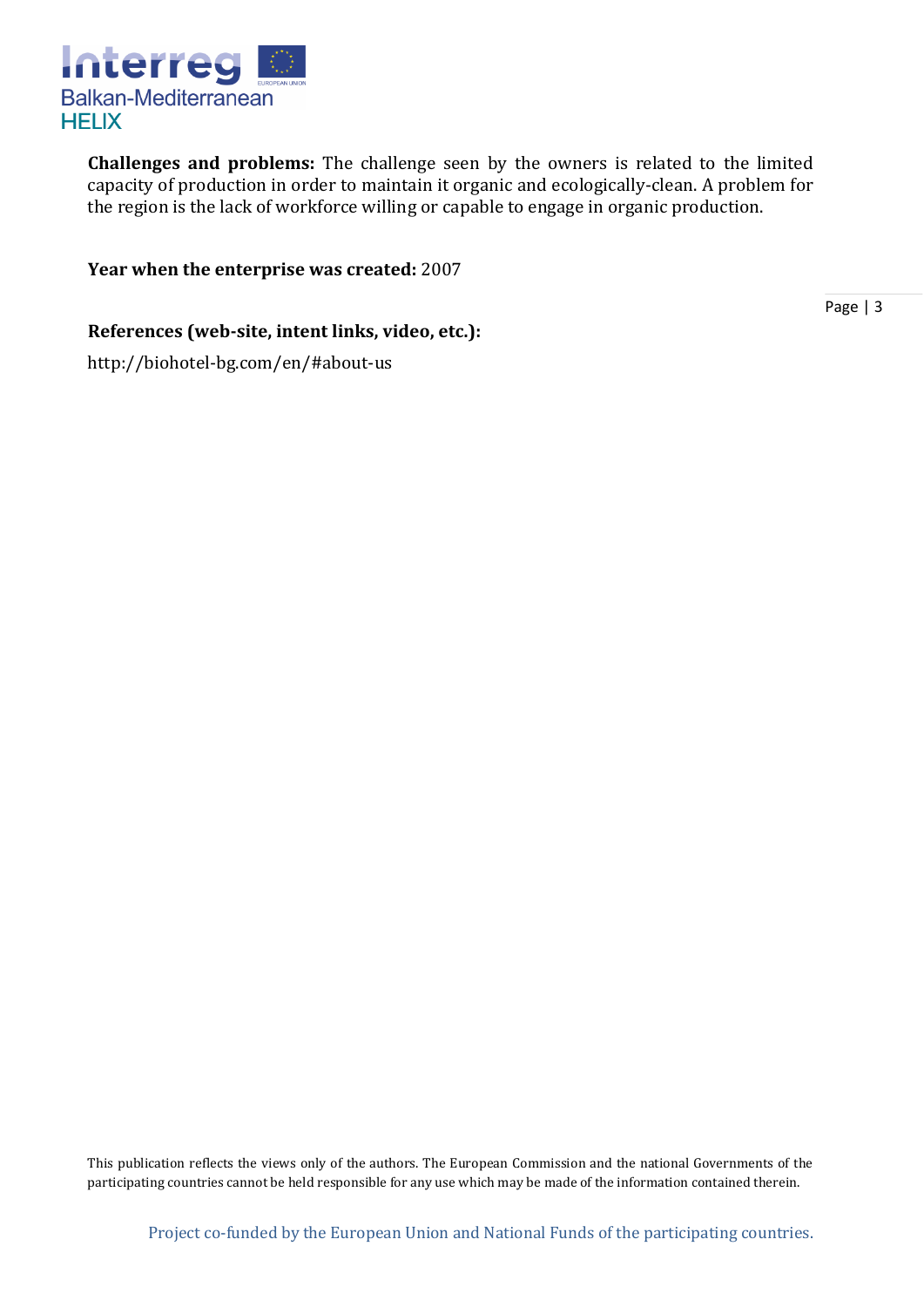**Challenges and problems:** The challenge seen by the owners is related to the limited capacity of production in order to maintain it organic and ecologically-clean. A problem for the region is the lack of workforce willing or capable to engage in organic production.

**Year when the enterprise was created:** 2007

**References (web-site, intent links, video, etc.):**

http://biohotel-bg.com/en/#about-us

This publication reflects the views only of the authors. The European Commission and the national Governments of the participating countries cannot be held responsible for any use which may be made of the information contained therein.

Project co-funded by the European Union and National Funds of the participating countries.